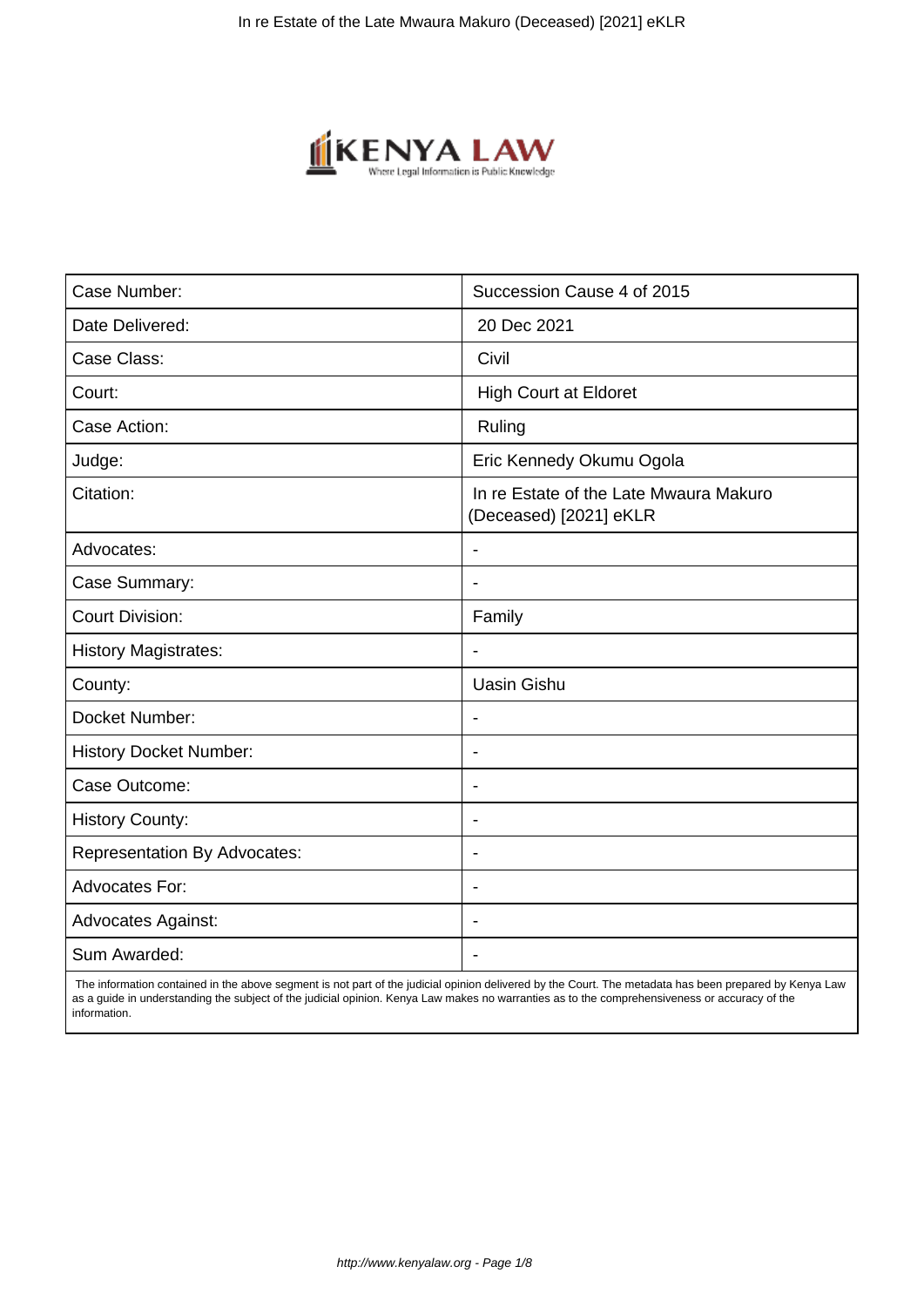| Case Number: | Succession Cause 4 of 2015 |
| --- | --- |
| Date Delivered: | 20 Dec 2021 |
| Case Class: | Civil |
| Court: | High Court at Eldoret |
| Case Action: | Ruling |
| Judge: | Eric Kennedy Okumu Ogola |
| Citation: | In re Estate of the Late Mwaura Makuro (Deceased) [2021] eKLR |
| Advocates: | - |
| Case Summary: | - |
| Court Division: | Family |
| History Magistrates: | - |
| County: | Uasin Gishu |
| Docket Number: | - |
| History Docket Number: | - |
| Case Outcome: | - |
| History County: | - |
| Representation By Advocates: | - |
| Advocates For: | - |
| Advocates Against: | - |
| Sum Awarded: | - |

The information contained in the above segment is not part of the judicial opinion delivered by the Court. The metadata has been prepared by Kenya Law as a guide in understanding the subject of the judicial opinion. Kenya Law makes no warranties as to the comprehensiveness or accuracy of the information.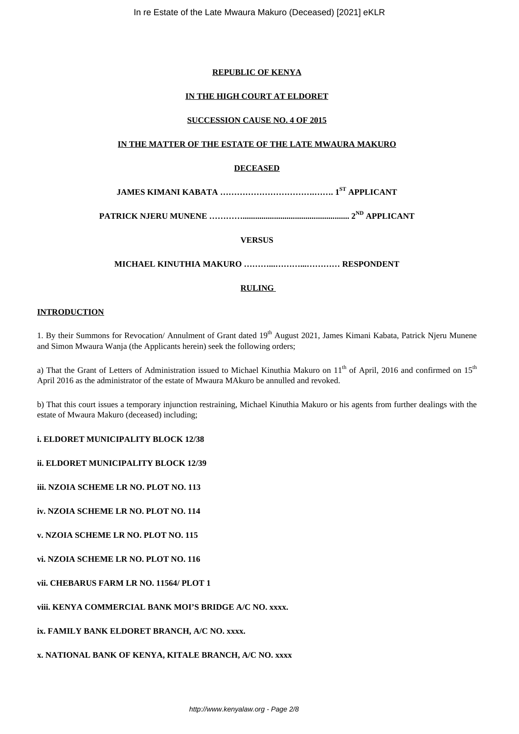**REPUBLIC OF KENYA**

**IN THE HIGH COURT AT ELDORET**

**SUCCESSION CAUSE NO. 4 OF 2015**

**IN THE MATTER OF THE ESTATE OF THE LATE MWAURA MAKURO**

**DECEASED**

**JAMES KIMANI KABATA ………………………………..……. 1[ST] APPLICANT**

**PATRICK NJERU MUNENE …………................................................... 2[ND] APPLICANT**

**VERSUS**

**MICHAEL KINUTHIA MAKURO ………...………...………… RESPONDENT**

**RULING**

**INTRODUCTION**

1. By their Summons for Revocation/ Annulment of Grant dated 19th August 2021, James Kimani Kabata, Patrick Njeru Munene and Simon Mwaura Wanja (the Applicants herein) seek the following orders;

a) That the Grant of Letters of Administration issued to Michael Kinuthia Makuro on 11th of April, 2016 and confirmed on 15th April 2016 as the administrator of the estate of Mwaura MAkuro be annulled and revoked.

b) That this court issues a temporary injunction restraining, Michael Kinuthia Makuro or his agents from further dealings with the estate of Mwaura Makuro (deceased) including;

**i. ELDORET MUNICIPALITY BLOCK 12/38**

**ii. ELDORET MUNICIPALITY BLOCK 12/39**

**iii. NZOIA SCHEME LR NO. PLOT NO. 113**

**iv. NZOIA SCHEME LR NO. PLOT NO. 114**

**v. NZOIA SCHEME LR NO. PLOT NO. 115**

**vi. NZOIA SCHEME LR NO. PLOT NO. 116**

**vii. CHEBARUS FARM LR NO. 11564/ PLOT 1**

**viii. KENYA COMMERCIAL BANK MOI'S BRIDGE A/C NO. xxxx.**

**ix. FAMILY BANK ELDORET BRANCH, A/C NO. xxxx.**

**x. NATIONAL BANK OF KENYA, KITALE BRANCH, A/C NO. xxxx**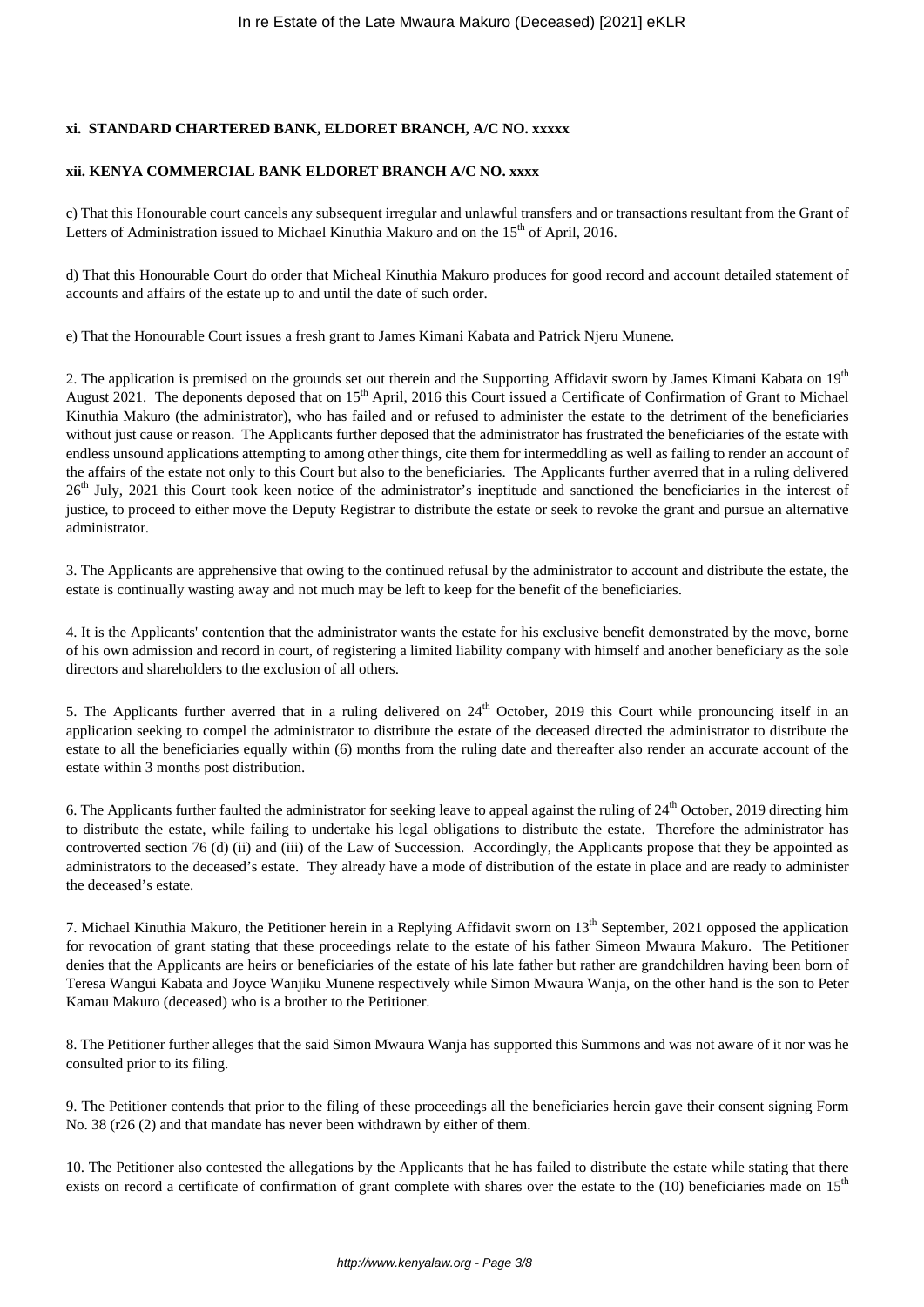**xi. STANDARD CHARTERED BANK, ELDORET BRANCH, A/C NO. xxxxx**

**xii. KENYA COMMERCIAL BANK ELDORET BRANCH A/C NO. xxxx**

c) That this Honourable court cancels any subsequent irregular and unlawful transfers and or transactions resultant from the Grant of Letters of Administration issued to Michael Kinuthia Makuro and on the 15th of April, 2016.

d) That this Honourable Court do order that Micheal Kinuthia Makuro produces for good record and account detailed statement of accounts and affairs of the estate up to and until the date of such order.

e) That the Honourable Court issues a fresh grant to James Kimani Kabata and Patrick Njeru Munene.

2. The application is premised on the grounds set out therein and the Supporting Affidavit sworn by James Kimani Kabata on 19th August 2021. The deponents deposed that on 15th April, 2016 this Court issued a Certificate of Confirmation of Grant to Michael Kinuthia Makuro (the administrator), who has failed and or refused to administer the estate to the detriment of the beneficiaries without just cause or reason. The Applicants further deposed that the administrator has frustrated the beneficiaries of the estate with endless unsound applications attempting to among other things, cite them for intermeddling as well as failing to render an account of the affairs of the estate not only to this Court but also to the beneficiaries. The Applicants further averred that in a ruling delivered 26th July, 2021 this Court took keen notice of the administrator's ineptitude and sanctioned the beneficiaries in the interest of justice, to proceed to either move the Deputy Registrar to distribute the estate or seek to revoke the grant and pursue an alternative administrator.

3. The Applicants are apprehensive that owing to the continued refusal by the administrator to account and distribute the estate, the estate is continually wasting away and not much may be left to keep for the benefit of the beneficiaries.

4. It is the Applicants' contention that the administrator wants the estate for his exclusive benefit demonstrated by the move, borne of his own admission and record in court, of registering a limited liability company with himself and another beneficiary as the sole directors and shareholders to the exclusion of all others.

5. The Applicants further averred that in a ruling delivered on 24th October, 2019 this Court while pronouncing itself in an application seeking to compel the administrator to distribute the estate of the deceased directed the administrator to distribute the estate to all the beneficiaries equally within (6) months from the ruling date and thereafter also render an accurate account of the estate within 3 months post distribution.

6. The Applicants further faulted the administrator for seeking leave to appeal against the ruling of 24th October, 2019 directing him to distribute the estate, while failing to undertake his legal obligations to distribute the estate. Therefore the administrator has controverted section 76 (d) (ii) and (iii) of the Law of Succession. Accordingly, the Applicants propose that they be appointed as administrators to the deceased's estate. They already have a mode of distribution of the estate in place and are ready to administer the deceased's estate.

7. Michael Kinuthia Makuro, the Petitioner herein in a Replying Affidavit sworn on 13th September, 2021 opposed the application for revocation of grant stating that these proceedings relate to the estate of his father Simeon Mwaura Makuro. The Petitioner denies that the Applicants are heirs or beneficiaries of the estate of his late father but rather are grandchildren having been born of Teresa Wangui Kabata and Joyce Wanjiku Munene respectively while Simon Mwaura Wanja, on the other hand is the son to Peter Kamau Makuro (deceased) who is a brother to the Petitioner.

8. The Petitioner further alleges that the said Simon Mwaura Wanja has supported this Summons and was not aware of it nor was he consulted prior to its filing.

9. The Petitioner contends that prior to the filing of these proceedings all the beneficiaries herein gave their consent signing Form No. 38 (r26 (2) and that mandate has never been withdrawn by either of them.

10. The Petitioner also contested the allegations by the Applicants that he has failed to distribute the estate while stating that there exists on record a certificate of confirmation of grant complete with shares over the estate to the (10) beneficiaries made on 15th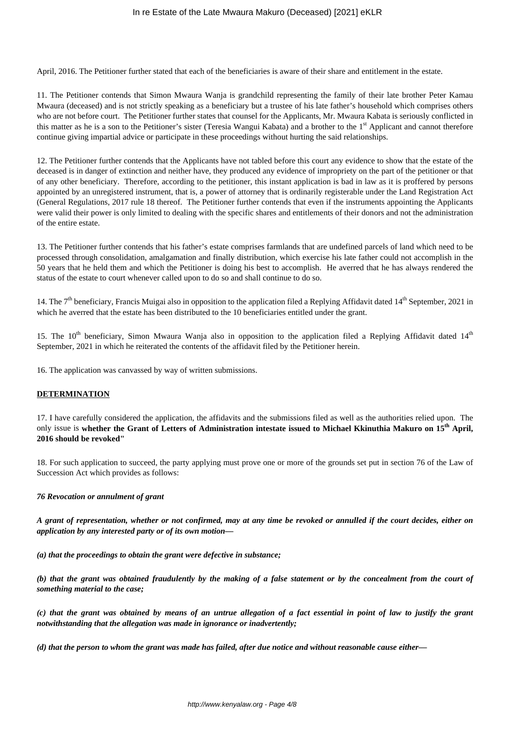April, 2016. The Petitioner further stated that each of the beneficiaries is aware of their share and entitlement in the estate.

11. The Petitioner contends that Simon Mwaura Wanja is grandchild representing the family of their late brother Peter Kamau Mwaura (deceased) and is not strictly speaking as a beneficiary but a trustee of his late father's household which comprises others who are not before court. The Petitioner further states that counsel for the Applicants, Mr. Mwaura Kabata is seriously conflicted in this matter as he is a son to the Petitioner's sister (Teresia Wangui Kabata) and a brother to the 1st Applicant and cannot therefore continue giving impartial advice or participate in these proceedings without hurting the said relationships.

12. The Petitioner further contends that the Applicants have not tabled before this court any evidence to show that the estate of the deceased is in danger of extinction and neither have, they produced any evidence of impropriety on the part of the petitioner or that of any other beneficiary. Therefore, according to the petitioner, this instant application is bad in law as it is proffered by persons appointed by an unregistered instrument, that is, a power of attorney that is ordinarily registerable under the Land Registration Act (General Regulations, 2017 rule 18 thereof. The Petitioner further contends that even if the instruments appointing the Applicants were valid their power is only limited to dealing with the specific shares and entitlements of their donors and not the administration of the entire estate.

13. The Petitioner further contends that his father's estate comprises farmlands that are undefined parcels of land which need to be processed through consolidation, amalgamation and finally distribution, which exercise his late father could not accomplish in the 50 years that he held them and which the Petitioner is doing his best to accomplish. He averred that he has always rendered the status of the estate to court whenever called upon to do so and shall continue to do so.

14. The 7th beneficiary, Francis Muigai also in opposition to the application filed a Replying Affidavit dated 14th September, 2021 in which he averred that the estate has been distributed to the 10 beneficiaries entitled under the grant.

15. The 10th beneficiary, Simon Mwaura Wanja also in opposition to the application filed a Replying Affidavit dated 14th September, 2021 in which he reiterated the contents of the affidavit filed by the Petitioner herein.

16. The application was canvassed by way of written submissions.

**DETERMINATION**

17. I have carefully considered the application, the affidavits and the submissions filed as well as the authorities relied upon. The only issue is **whether the Grant of Letters of Administration intestate issued to Michael Kkinuthia Makuro on 15th April, 2016 should be revoked"**

18. For such application to succeed, the party applying must prove one or more of the grounds set put in section 76 of the Law of Succession Act which provides as follows:

***76 Revocation or annulment of grant***

***A grant of representation, whether or not confirmed, may at any time be revoked or annulled if the court decides, either on application by any interested party or of its own motion—***

***(a) that the proceedings to obtain the grant were defective in substance;***

***(b) that the grant was obtained fraudulently by the making of a false statement or by the concealment from the court of something material to the case;***

***(c) that the grant was obtained by means of an untrue allegation of a fact essential in point of law to justify the grant notwithstanding that the allegation was made in ignorance or inadvertently;***

***(d) that the person to whom the grant was made has failed, after due notice and without reasonable cause either—***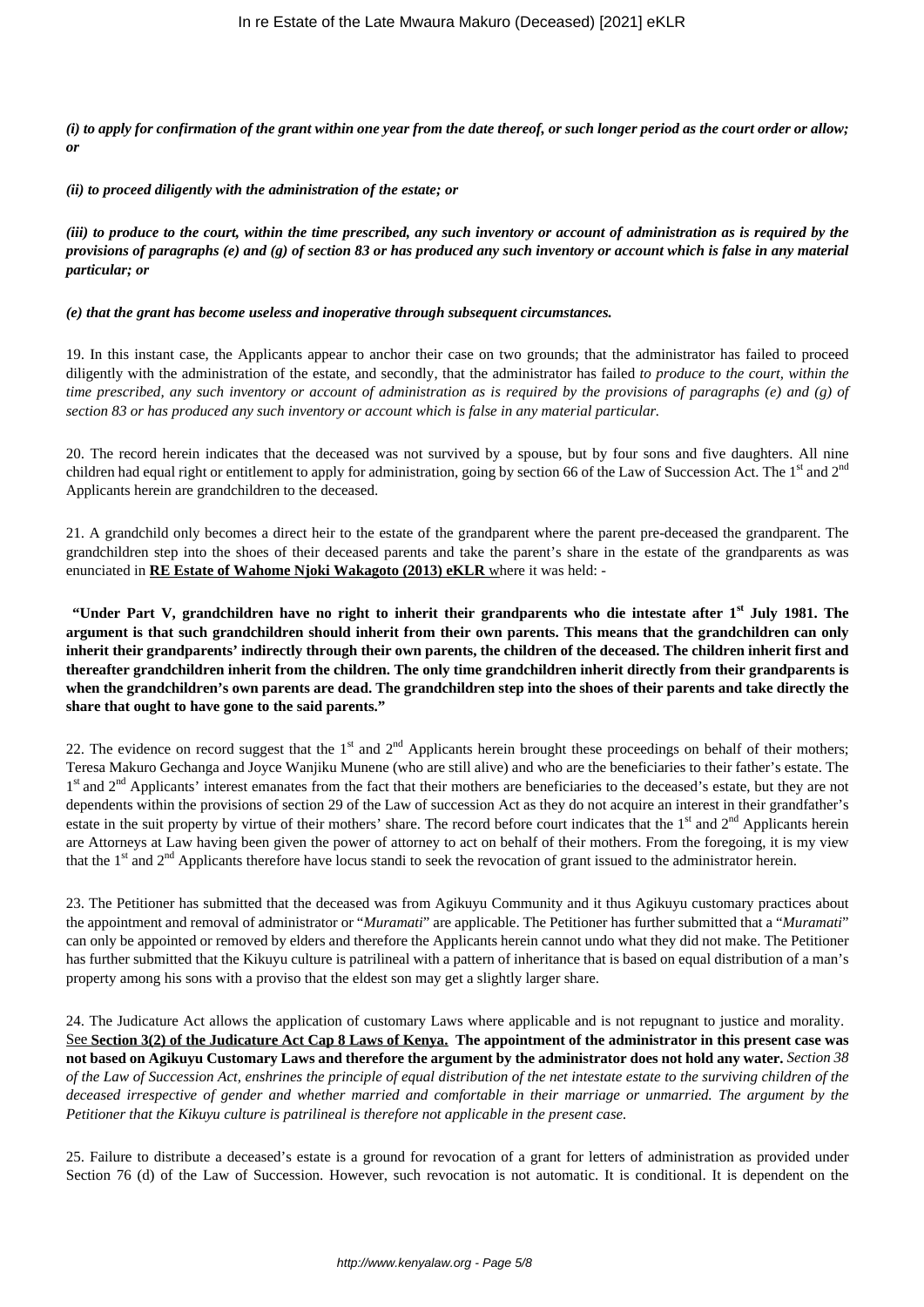***(i) to apply for confirmation of the grant within one year from the date thereof, or such longer period as the court order or allow; or***

***(ii) to proceed diligently with the administration of the estate; or***

***(iii) to produce to the court, within the time prescribed, any such inventory or account of administration as is required by the provisions of paragraphs (e) and (g) of section 83 or has produced any such inventory or account which is false in any material particular; or***

***(e) that the grant has become useless and inoperative through subsequent circumstances.***

19. In this instant case, the Applicants appear to anchor their case on two grounds; that the administrator has failed to proceed diligently with the administration of the estate, and secondly, that the administrator has failed *to produce to the court, within the time prescribed, any such inventory or account of administration as is required by the provisions of paragraphs (e) and (g) of section 83 or has produced any such inventory or account which is false in any material particular.*

20. The record herein indicates that the deceased was not survived by a spouse, but by four sons and five daughters. All nine children had equal right or entitlement to apply for administration, going by section 66 of the Law of Succession Act. The 1st and 2nd Applicants herein are grandchildren to the deceased.

21. A grandchild only becomes a direct heir to the estate of the grandparent where the parent pre-deceased the grandparent. The grandchildren step into the shoes of their deceased parents and take the parent's share in the estate of the grandparents as was enunciated in **RE Estate of Wahome Njoki Wakagoto (2013) eKLR** where it was held: -

**"Under Part V, grandchildren have no right to inherit their grandparents who die intestate after 1st July 1981. The argument is that such grandchildren should inherit from their own parents. This means that the grandchildren can only inherit their grandparents' indirectly through their own parents, the children of the deceased. The children inherit first and thereafter grandchildren inherit from the children. The only time grandchildren inherit directly from their grandparents is when the grandchildren's own parents are dead. The grandchildren step into the shoes of their parents and take directly the share that ought to have gone to the said parents."**

22. The evidence on record suggest that the 1st and 2nd Applicants herein brought these proceedings on behalf of their mothers; Teresa Makuro Gechanga and Joyce Wanjiku Munene (who are still alive) and who are the beneficiaries to their father's estate. The 1st and 2nd Applicants' interest emanates from the fact that their mothers are beneficiaries to the deceased's estate, but they are not dependents within the provisions of section 29 of the Law of succession Act as they do not acquire an interest in their grandfather's estate in the suit property by virtue of their mothers' share. The record before court indicates that the 1st and 2nd Applicants herein are Attorneys at Law having been given the power of attorney to act on behalf of their mothers. From the foregoing, it is my view that the 1st and 2nd Applicants therefore have locus standi to seek the revocation of grant issued to the administrator herein.

23. The Petitioner has submitted that the deceased was from Agikuyu Community and it thus Agikuyu customary practices about the appointment and removal of administrator or "*Muramati*" are applicable. The Petitioner has further submitted that a "*Muramati*" can only be appointed or removed by elders and therefore the Applicants herein cannot undo what they did not make. The Petitioner has further submitted that the Kikuyu culture is patrilineal with a pattern of inheritance that is based on equal distribution of a man's property among his sons with a proviso that the eldest son may get a slightly larger share.

24. The Judicature Act allows the application of customary Laws where applicable and is not repugnant to justice and morality. See **Section 3(2) of the Judicature Act Cap 8 Laws of Kenya. The appointment of the administrator in this present case was not based on Agikuyu Customary Laws and therefore the argument by the administrator does not hold any water.** *Section 38 of the Law of Succession Act, enshrines the principle of equal distribution of the net intestate estate to the surviving children of the deceased irrespective of gender and whether married and comfortable in their marriage or unmarried. The argument by the Petitioner that the Kikuyu culture is patrilineal is therefore not applicable in the present case.*

25. Failure to distribute a deceased's estate is a ground for revocation of a grant for letters of administration as provided under Section 76 (d) of the Law of Succession. However, such revocation is not automatic. It is conditional. It is dependent on the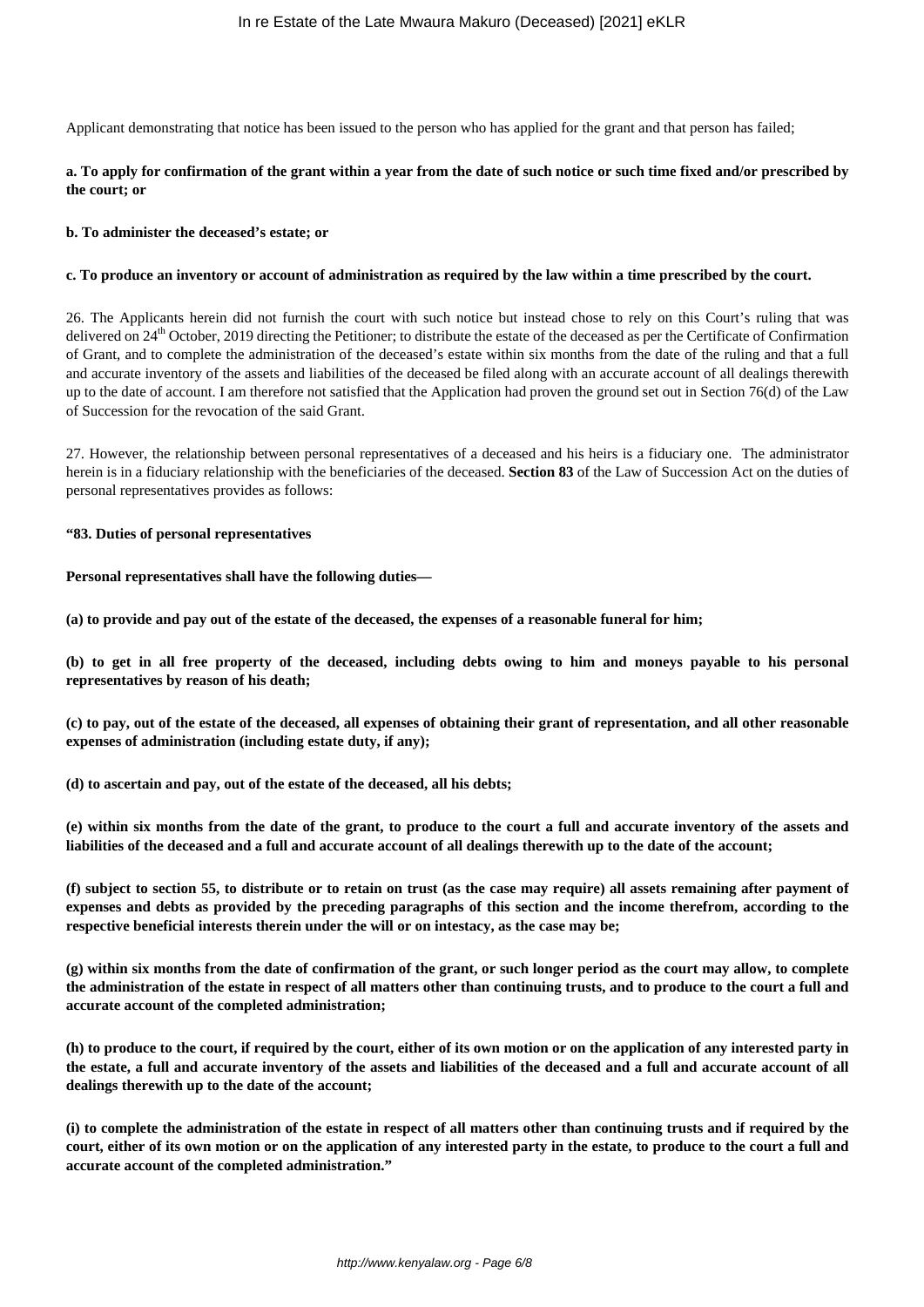Applicant demonstrating that notice has been issued to the person who has applied for the grant and that person has failed;

**a. To apply for confirmation of the grant within a year from the date of such notice or such time fixed and/or prescribed by the court; or**

**b. To administer the deceased's estate; or**

**c. To produce an inventory or account of administration as required by the law within a time prescribed by the court.**

26. The Applicants herein did not furnish the court with such notice but instead chose to rely on this Court's ruling that was delivered on 24th October, 2019 directing the Petitioner; to distribute the estate of the deceased as per the Certificate of Confirmation of Grant, and to complete the administration of the deceased's estate within six months from the date of the ruling and that a full and accurate inventory of the assets and liabilities of the deceased be filed along with an accurate account of all dealings therewith up to the date of account. I am therefore not satisfied that the Application had proven the ground set out in Section 76(d) of the Law of Succession for the revocation of the said Grant.

27. However, the relationship between personal representatives of a deceased and his heirs is a fiduciary one. The administrator herein is in a fiduciary relationship with the beneficiaries of the deceased. **Section 83** of the Law of Succession Act on the duties of personal representatives provides as follows:

**"83. Duties of personal representatives**

**Personal representatives shall have the following duties—**

**(a) to provide and pay out of the estate of the deceased, the expenses of a reasonable funeral for him;**

**(b) to get in all free property of the deceased, including debts owing to him and moneys payable to his personal representatives by reason of his death;**

**(c) to pay, out of the estate of the deceased, all expenses of obtaining their grant of representation, and all other reasonable expenses of administration (including estate duty, if any);**

**(d) to ascertain and pay, out of the estate of the deceased, all his debts;**

**(e) within six months from the date of the grant, to produce to the court a full and accurate inventory of the assets and liabilities of the deceased and a full and accurate account of all dealings therewith up to the date of the account;**

**(f) subject to section 55, to distribute or to retain on trust (as the case may require) all assets remaining after payment of expenses and debts as provided by the preceding paragraphs of this section and the income therefrom, according to the respective beneficial interests therein under the will or on intestacy, as the case may be;**

**(g) within six months from the date of confirmation of the grant, or such longer period as the court may allow, to complete the administration of the estate in respect of all matters other than continuing trusts, and to produce to the court a full and accurate account of the completed administration;**

**(h) to produce to the court, if required by the court, either of its own motion or on the application of any interested party in the estate, a full and accurate inventory of the assets and liabilities of the deceased and a full and accurate account of all dealings therewith up to the date of the account;**

**(i) to complete the administration of the estate in respect of all matters other than continuing trusts and if required by the court, either of its own motion or on the application of any interested party in the estate, to produce to the court a full and accurate account of the completed administration."**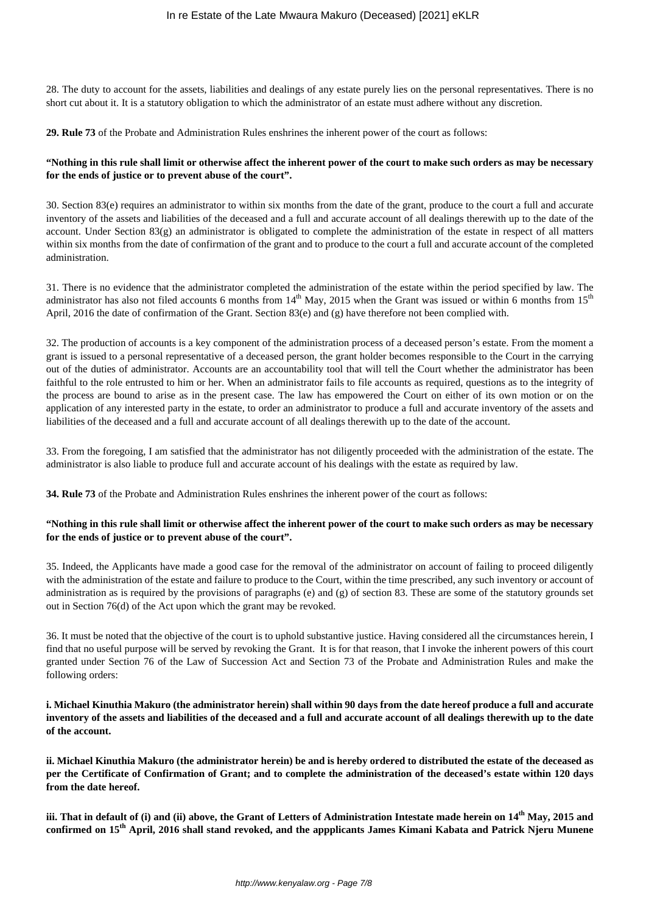28. The duty to account for the assets, liabilities and dealings of any estate purely lies on the personal representatives. There is no short cut about it. It is a statutory obligation to which the administrator of an estate must adhere without any discretion.

**29. Rule 73** of the Probate and Administration Rules enshrines the inherent power of the court as follows:

**"Nothing in this rule shall limit or otherwise affect the inherent power of the court to make such orders as may be necessary for the ends of justice or to prevent abuse of the court".**

30. Section 83(e) requires an administrator to within six months from the date of the grant, produce to the court a full and accurate inventory of the assets and liabilities of the deceased and a full and accurate account of all dealings therewith up to the date of the account. Under Section 83(g) an administrator is obligated to complete the administration of the estate in respect of all matters within six months from the date of confirmation of the grant and to produce to the court a full and accurate account of the completed administration.

31. There is no evidence that the administrator completed the administration of the estate within the period specified by law. The administrator has also not filed accounts 6 months from 14th May, 2015 when the Grant was issued or within 6 months from 15th April, 2016 the date of confirmation of the Grant. Section 83(e) and (g) have therefore not been complied with.

32. The production of accounts is a key component of the administration process of a deceased person's estate. From the moment a grant is issued to a personal representative of a deceased person, the grant holder becomes responsible to the Court in the carrying out of the duties of administrator. Accounts are an accountability tool that will tell the Court whether the administrator has been faithful to the role entrusted to him or her. When an administrator fails to file accounts as required, questions as to the integrity of the process are bound to arise as in the present case. The law has empowered the Court on either of its own motion or on the application of any interested party in the estate, to order an administrator to produce a full and accurate inventory of the assets and liabilities of the deceased and a full and accurate account of all dealings therewith up to the date of the account.

33. From the foregoing, I am satisfied that the administrator has not diligently proceeded with the administration of the estate. The administrator is also liable to produce full and accurate account of his dealings with the estate as required by law.

**34. Rule 73** of the Probate and Administration Rules enshrines the inherent power of the court as follows:

**"Nothing in this rule shall limit or otherwise affect the inherent power of the court to make such orders as may be necessary for the ends of justice or to prevent abuse of the court".**

35. Indeed, the Applicants have made a good case for the removal of the administrator on account of failing to proceed diligently with the administration of the estate and failure to produce to the Court, within the time prescribed, any such inventory or account of administration as is required by the provisions of paragraphs (e) and (g) of section 83. These are some of the statutory grounds set out in Section 76(d) of the Act upon which the grant may be revoked.

36. It must be noted that the objective of the court is to uphold substantive justice. Having considered all the circumstances herein, I find that no useful purpose will be served by revoking the Grant. It is for that reason, that I invoke the inherent powers of this court granted under Section 76 of the Law of Succession Act and Section 73 of the Probate and Administration Rules and make the following orders:

**i. Michael Kinuthia Makuro (the administrator herein) shall within 90 days from the date hereof produce a full and accurate inventory of the assets and liabilities of the deceased and a full and accurate account of all dealings therewith up to the date of the account.**

**ii. Michael Kinuthia Makuro (the administrator herein) be and is hereby ordered to distributed the estate of the deceased as per the Certificate of Confirmation of Grant; and to complete the administration of the deceased's estate within 120 days from the date hereof.**

**iii. That in default of (i) and (ii) above, the Grant of Letters of Administration Intestate made herein on 14th May, 2015 and confirmed on 15th April, 2016 shall stand revoked, and the appplicants James Kimani Kabata and Patrick Njeru Munene**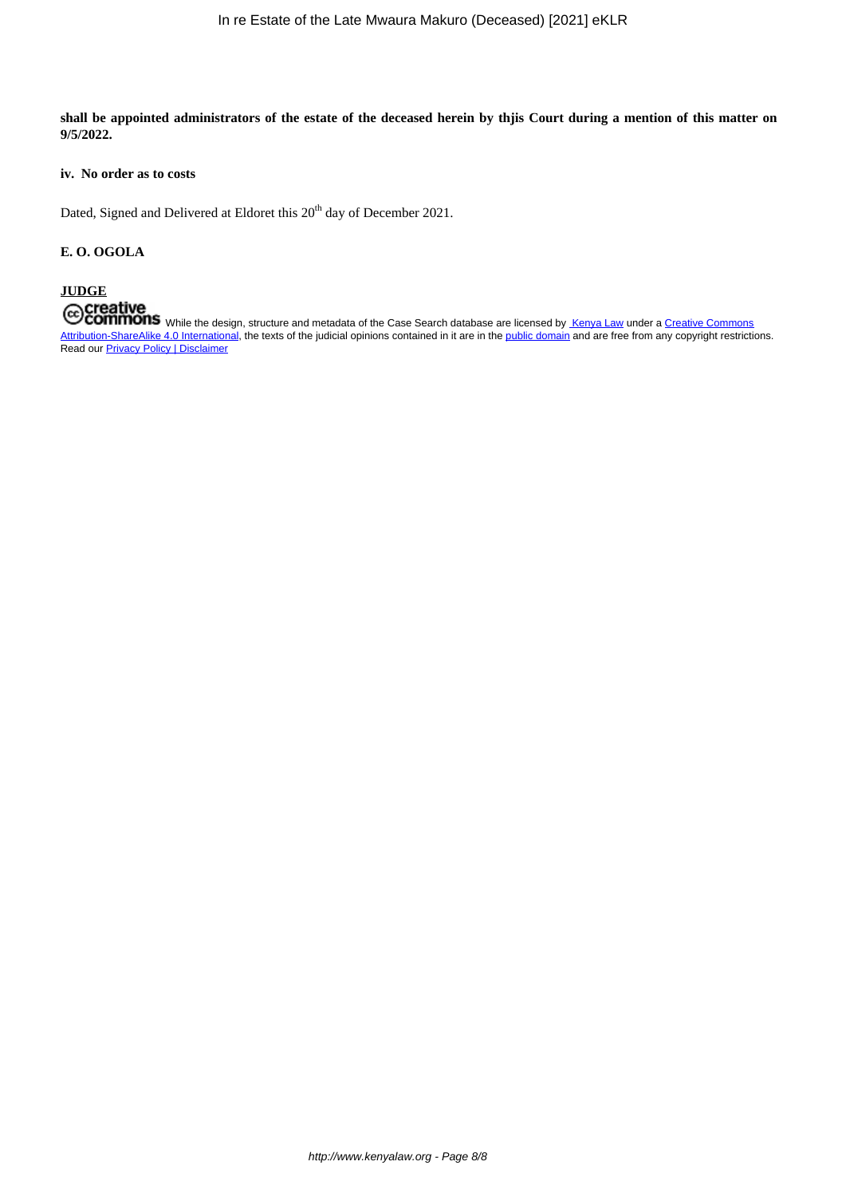**shall be appointed administrators of the estate of the deceased herein by thjis Court during a mention of this matter on 9/5/2022.**

**iv. No order as to costs**

Dated, Signed and Delivered at Eldoret this 20th day of December 2021.

**E. O. OGOLA**

**JUDGE**

While the design, structure and metadata of the Case Search database are licensed by Kenya Law under a Creative Commons Attribution-ShareAlike 4.0 International, the texts of the judicial opinions contained in it are in the public domain and are free from any copyright restrictions. Read our Privacy Policy | Disclaimer